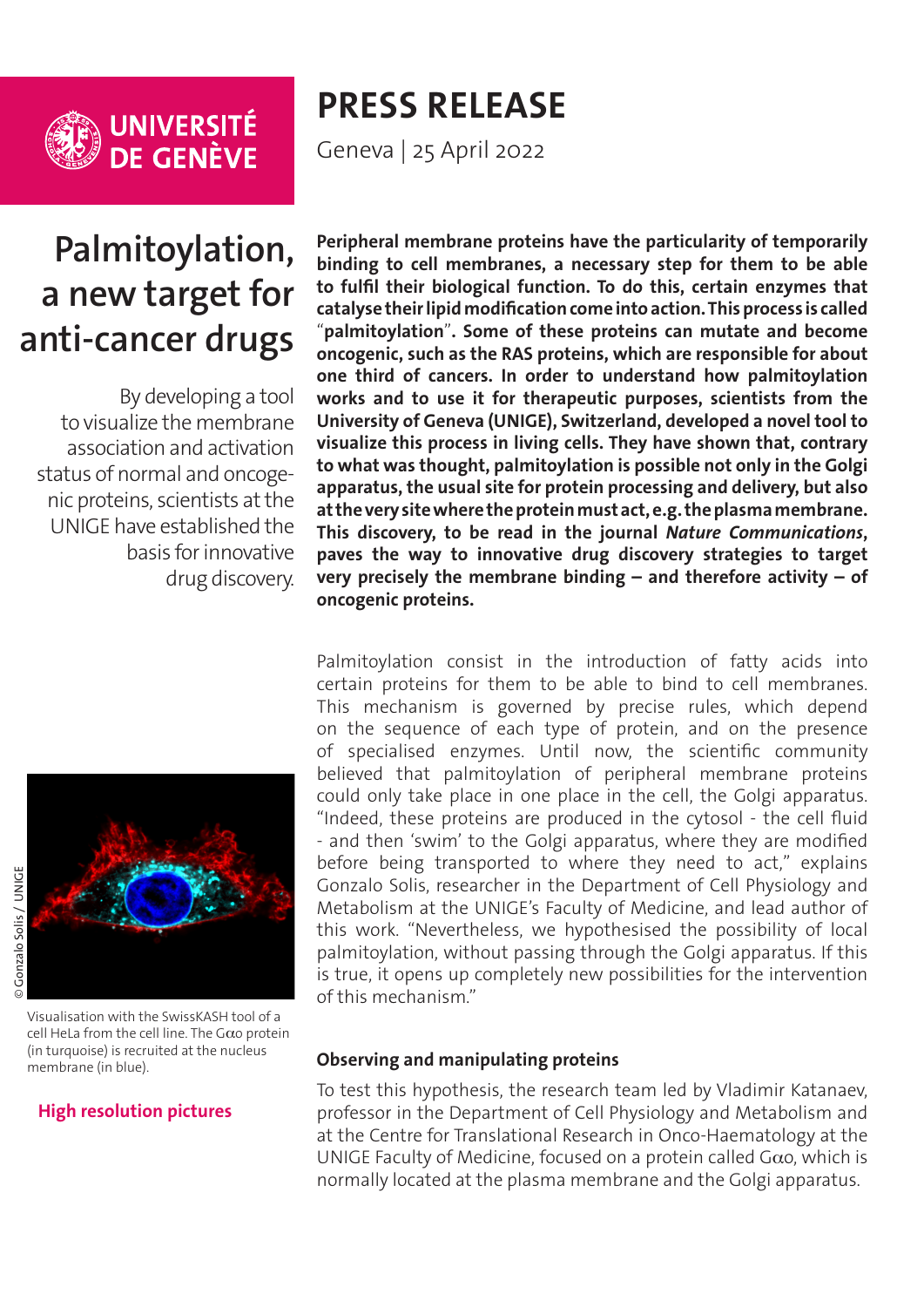UNIVERSITÉ DE GENÈVE

# PRESS RELEASE

Geneva | 25 April 2022

# Palmitoylation, a new target for anti-cancer drugs

By developing a tool to visualize the membrane association and activation status of normal and oncogenic proteins, scientists at the UNIGE have established the basis for innovative drug discovery.

**Peripheral membrane proteins have the particularity of temporarily binding to cell membranes, a necessary step for them to be able to fulfil their biological function. To do this, certain enzymes that catalyse their lipid modification come into action. This process is called "palmitoylation". Some of these proteins can mutate and become oncogenic, such as the RAS proteins, which are responsible for about one third of cancers. In order to understand how palmitoylation works and to use it for therapeutic purposes, scientists from the University of Geneva (UNIGE), Switzerland, developed a novel tool to visualize this process in living cells. They have shown that, contrary to what was thought, palmitoylation is possible not only in the Golgi apparatus, the usual site for protein processing and delivery, but also at the very site where the protein must act, e.g. the plasma membrane. This discovery, to be read in the journal *Nature Communications*, paves the way to innovative drug discovery strategies to target very precisely the membrane binding – and therefore activity – of oncogenic proteins.**

Palmitoylation consist in the introduction of fatty acids into certain proteins for them to be able to bind to cell membranes. This mechanism is governed by precise rules, which depend on the sequence of each type of protein, and on the presence of specialised enzymes. Until now, the scientific community believed that palmitoylation of peripheral membrane proteins could only take place in one place in the cell, the Golgi apparatus. "Indeed, these proteins are produced in the cytosol - the cell fluid - and then 'swim' to the Golgi apparatus, where they are modified before being transported to where they need to act," explains Gonzalo Solis, researcher in the Department of Cell Physiology and Metabolism at the UNIGE's Faculty of Medicine, and lead author of this work. "Nevertheless, we hypothesised the possibility of local palmitoylation, without passing through the Golgi apparatus. If this is true, it opens up completely new possibilities for the intervention of this mechanism."

© Gonzalo Solis / UNIGE

Visualisation with the SwissKASH tool of a cell HeLa from the cell line. The Gαo protein (in turquoise) is recruited at the nucleus membrane (in blue).

**High resolution pictures**

### Observing and manipulating proteins

To test this hypothesis, the research team led by Vladimir Katanaev, professor in the Department of Cell Physiology and Metabolism and at the Centre for Translational Research in Onco-Haematology at the UNIGE Faculty of Medicine, focused on a protein called Gαo, which is normally located at the plasma membrane and the Golgi apparatus.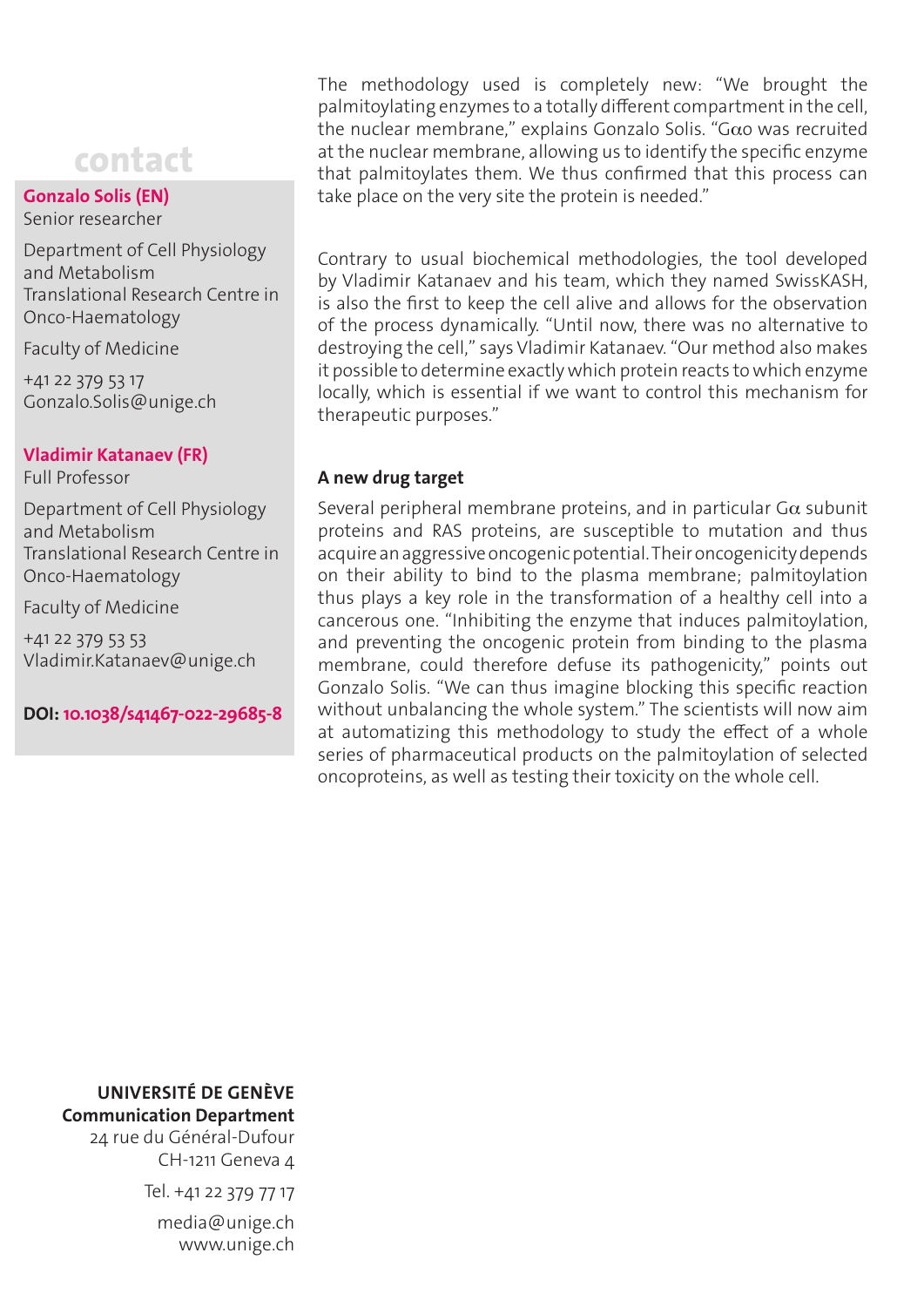## contact

**Gonzalo Solis (EN)**
Senior researcher

Department of Cell Physiology and Metabolism
Translational Research Centre in Onco-Haematology

Faculty of Medicine

+41 22 379 53 17
Gonzalo.Solis@unige.ch

**Vladimir Katanaev (FR)**
Full Professor

Department of Cell Physiology and Metabolism
Translational Research Centre in Onco-Haematology

Faculty of Medicine

+41 22 379 53 53
Vladimir.Katanaev@unige.ch

**DOI: 10.1038/s41467-022-29685-8**

The methodology used is completely new: "We brought the palmitoylating enzymes to a totally different compartment in the cell, the nuclear membrane," explains Gonzalo Solis. "Gαo was recruited at the nuclear membrane, allowing us to identify the specific enzyme that palmitoylates them. We thus confirmed that this process can take place on the very site the protein is needed."

Contrary to usual biochemical methodologies, the tool developed by Vladimir Katanaev and his team, which they named SwissKASH, is also the first to keep the cell alive and allows for the observation of the process dynamically. "Until now, there was no alternative to destroying the cell," says Vladimir Katanaev. "Our method also makes it possible to determine exactly which protein reacts to which enzyme locally, which is essential if we want to control this mechanism for therapeutic purposes."

### A new drug target

Several peripheral membrane proteins, and in particular Gα subunit proteins and RAS proteins, are susceptible to mutation and thus acquire an aggressive oncogenic potential. Their oncogenicity depends on their ability to bind to the plasma membrane; palmitoylation thus plays a key role in the transformation of a healthy cell into a cancerous one. "Inhibiting the enzyme that induces palmitoylation, and preventing the oncogenic protein from binding to the plasma membrane, could therefore defuse its pathogenicity," points out Gonzalo Solis. "We can thus imagine blocking this specific reaction without unbalancing the whole system." The scientists will now aim at automatizing this methodology to study the effect of a whole series of pharmaceutical products on the palmitoylation of selected oncoproteins, as well as testing their toxicity on the whole cell.

**UNIVERSITÉ DE GENÈVE**
**Communication Department**
24 rue du Général-Dufour
CH-1211 Geneva 4

Tel. +41 22 379 77 17

media@unige.ch
www.unige.ch